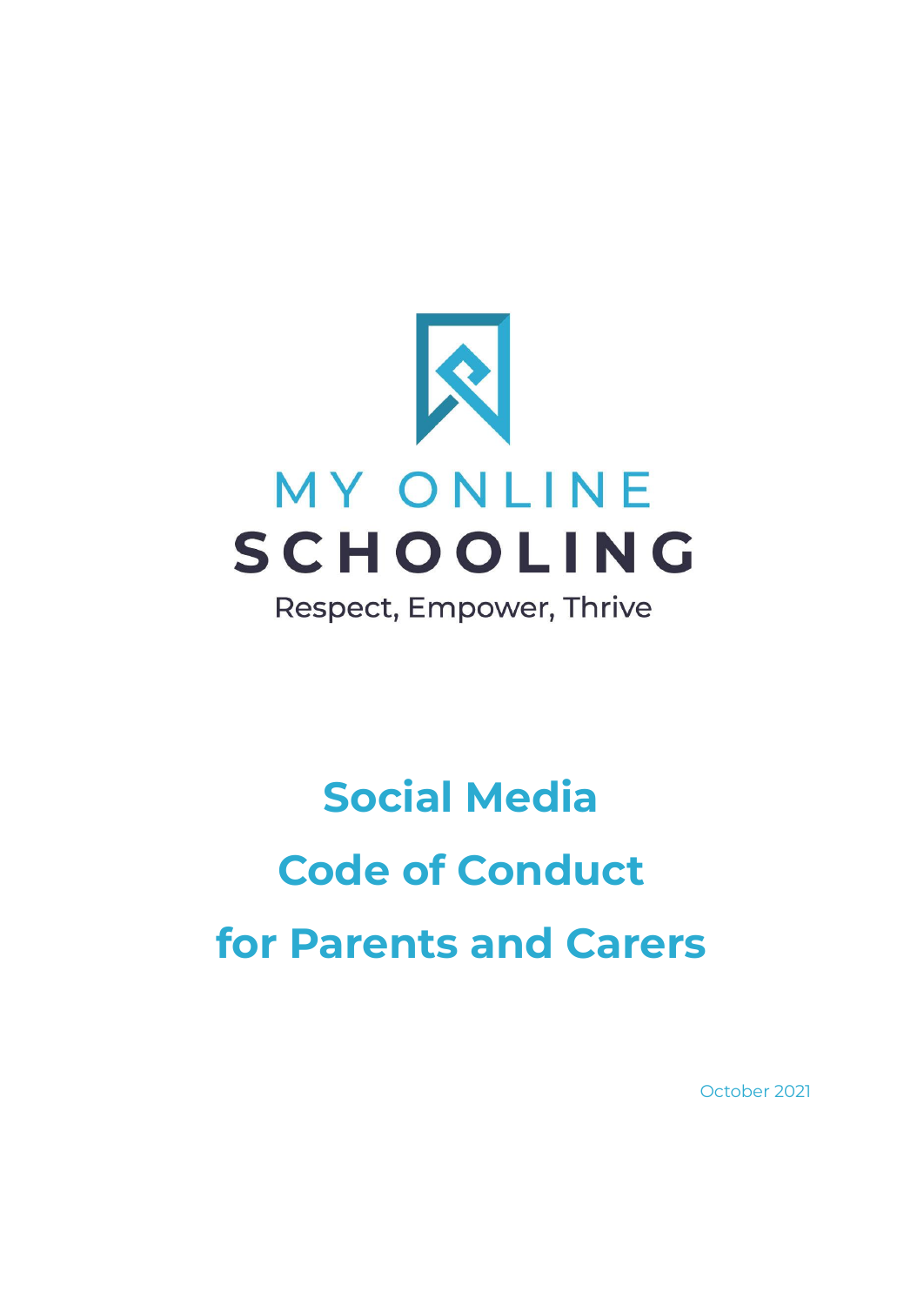MY ONLINE

SCHOOLING

Respect, Empower, Thrive

# Social Media Code of Conduct for Parents and Carers

October 2021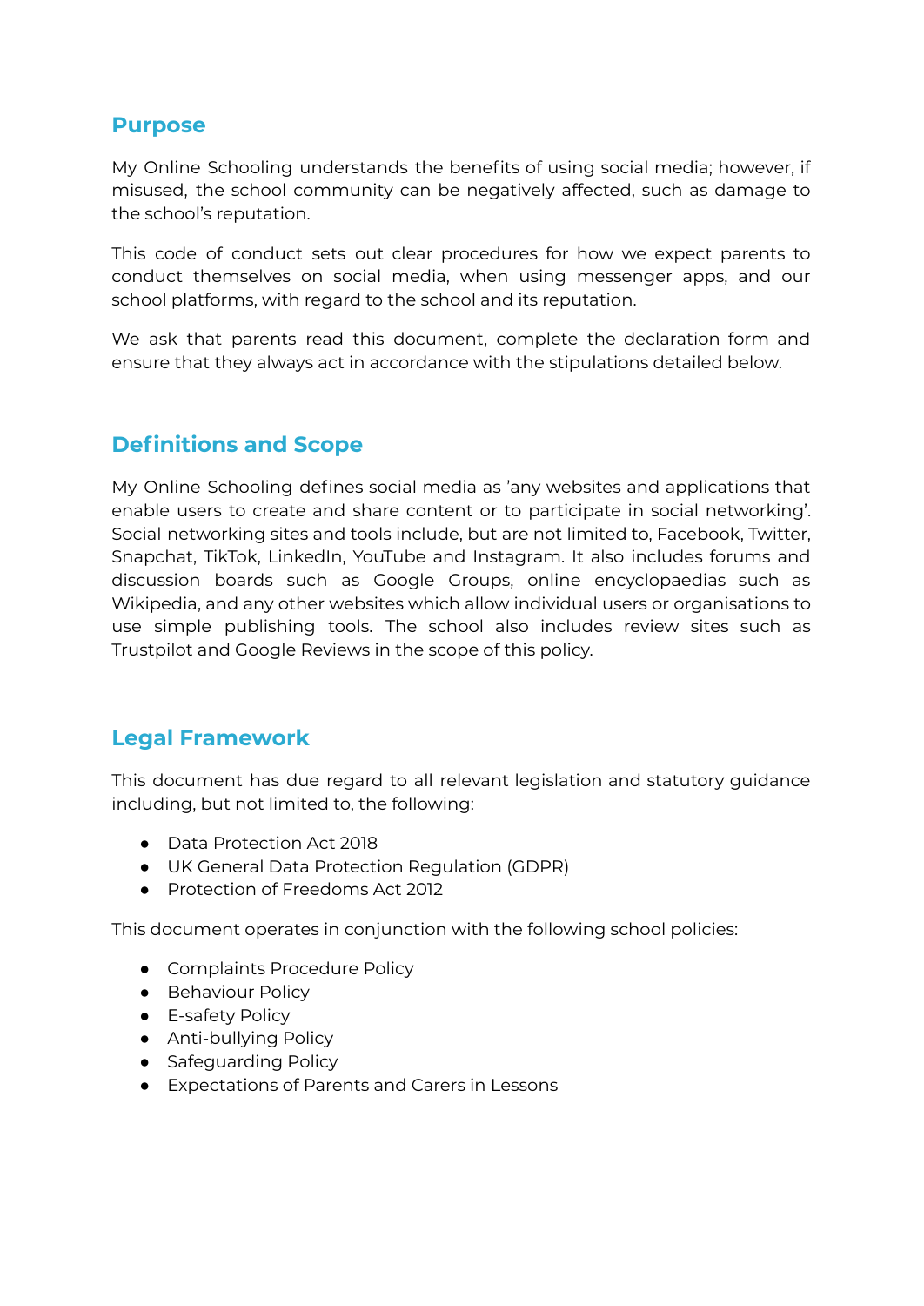## Purpose

My Online Schooling understands the benefits of using social media; however, if misused, the school community can be negatively affected, such as damage to the school's reputation.

This code of conduct sets out clear procedures for how we expect parents to conduct themselves on social media, when using messenger apps, and our school platforms, with regard to the school and its reputation.

We ask that parents read this document, complete the declaration form and ensure that they always act in accordance with the stipulations detailed below.

## Definitions and Scope

My Online Schooling defines social media as 'any websites and applications that enable users to create and share content or to participate in social networking'. Social networking sites and tools include, but are not limited to, Facebook, Twitter, Snapchat, TikTok, LinkedIn, YouTube and Instagram. It also includes forums and discussion boards such as Google Groups, online encyclopaedias such as Wikipedia, and any other websites which allow individual users or organisations to use simple publishing tools. The school also includes review sites such as Trustpilot and Google Reviews in the scope of this policy.

## Legal Framework

This document has due regard to all relevant legislation and statutory guidance including, but not limited to, the following:

- Data Protection Act 2018
- UK General Data Protection Regulation (GDPR)
- Protection of Freedoms Act 2012

This document operates in conjunction with the following school policies:

- Complaints Procedure Policy
- Behaviour Policy
- E-safety Policy
- Anti-bullying Policy
- Safeguarding Policy
- Expectations of Parents and Carers in Lessons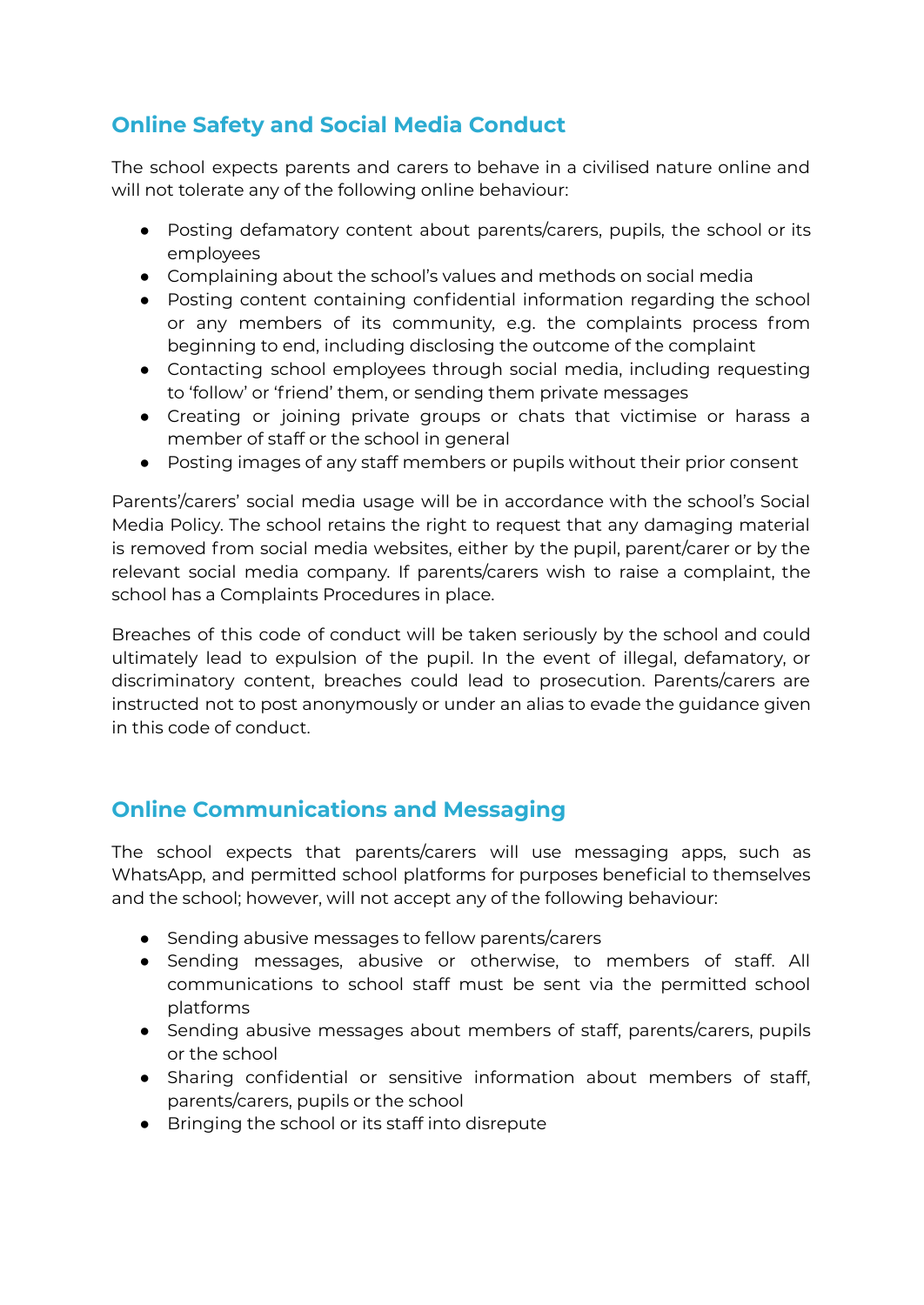## Online Safety and Social Media Conduct

The school expects parents and carers to behave in a civilised nature online and will not tolerate any of the following online behaviour:

- Posting defamatory content about parents/carers, pupils, the school or its employees
- Complaining about the school's values and methods on social media
- Posting content containing confidential information regarding the school or any members of its community, e.g. the complaints process from beginning to end, including disclosing the outcome of the complaint
- Contacting school employees through social media, including requesting to 'follow' or 'friend' them, or sending them private messages
- Creating or joining private groups or chats that victimise or harass a member of staff or the school in general
- Posting images of any staff members or pupils without their prior consent

Parents'/carers' social media usage will be in accordance with the school's Social Media Policy. The school retains the right to request that any damaging material is removed from social media websites, either by the pupil, parent/carer or by the relevant social media company. If parents/carers wish to raise a complaint, the school has a Complaints Procedures in place.

Breaches of this code of conduct will be taken seriously by the school and could ultimately lead to expulsion of the pupil. In the event of illegal, defamatory, or discriminatory content, breaches could lead to prosecution. Parents/carers are instructed not to post anonymously or under an alias to evade the guidance given in this code of conduct.

## Online Communications and Messaging

The school expects that parents/carers will use messaging apps, such as WhatsApp, and permitted school platforms for purposes beneficial to themselves and the school; however, will not accept any of the following behaviour:

- Sending abusive messages to fellow parents/carers
- Sending messages, abusive or otherwise, to members of staff. All communications to school staff must be sent via the permitted school platforms
- Sending abusive messages about members of staff, parents/carers, pupils or the school
- Sharing confidential or sensitive information about members of staff, parents/carers, pupils or the school
- Bringing the school or its staff into disrepute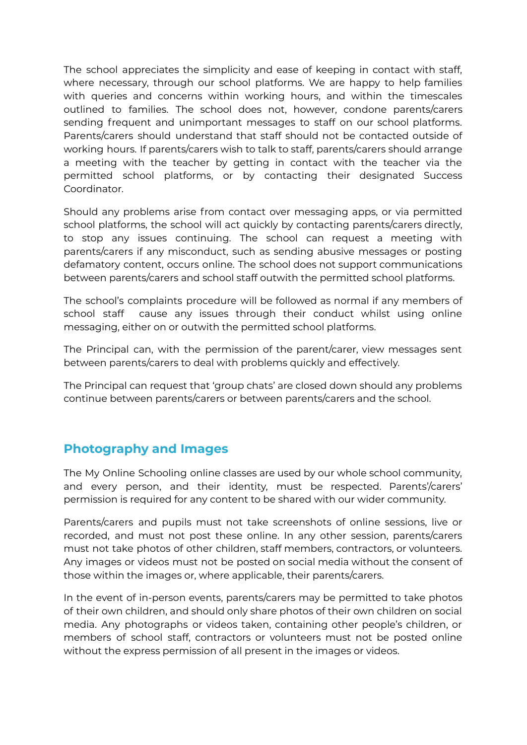The school appreciates the simplicity and ease of keeping in contact with staff, where necessary, through our school platforms. We are happy to help families with queries and concerns within working hours, and within the timescales outlined to families. The school does not, however, condone parents/carers sending frequent and unimportant messages to staff on our school platforms. Parents/carers should understand that staff should not be contacted outside of working hours. If parents/carers wish to talk to staff, parents/carers should arrange a meeting with the teacher by getting in contact with the teacher via the permitted school platforms, or by contacting their designated Success Coordinator.

Should any problems arise from contact over messaging apps, or via permitted school platforms, the school will act quickly by contacting parents/carers directly, to stop any issues continuing. The school can request a meeting with parents/carers if any misconduct, such as sending abusive messages or posting defamatory content, occurs online. The school does not support communications between parents/carers and school staff outwith the permitted school platforms.

The school's complaints procedure will be followed as normal if any members of school staff cause any issues through their conduct whilst using online messaging, either on or outwith the permitted school platforms.

The Principal can, with the permission of the parent/carer, view messages sent between parents/carers to deal with problems quickly and effectively.

The Principal can request that 'group chats' are closed down should any problems continue between parents/carers or between parents/carers and the school.

## Photography and Images

The My Online Schooling online classes are used by our whole school community, and every person, and their identity, must be respected. Parents'/carers' permission is required for any content to be shared with our wider community.

Parents/carers and pupils must not take screenshots of online sessions, live or recorded, and must not post these online. In any other session, parents/carers must not take photos of other children, staff members, contractors, or volunteers. Any images or videos must not be posted on social media without the consent of those within the images or, where applicable, their parents/carers.

In the event of in-person events, parents/carers may be permitted to take photos of their own children, and should only share photos of their own children on social media. Any photographs or videos taken, containing other people's children, or members of school staff, contractors or volunteers must not be posted online without the express permission of all present in the images or videos.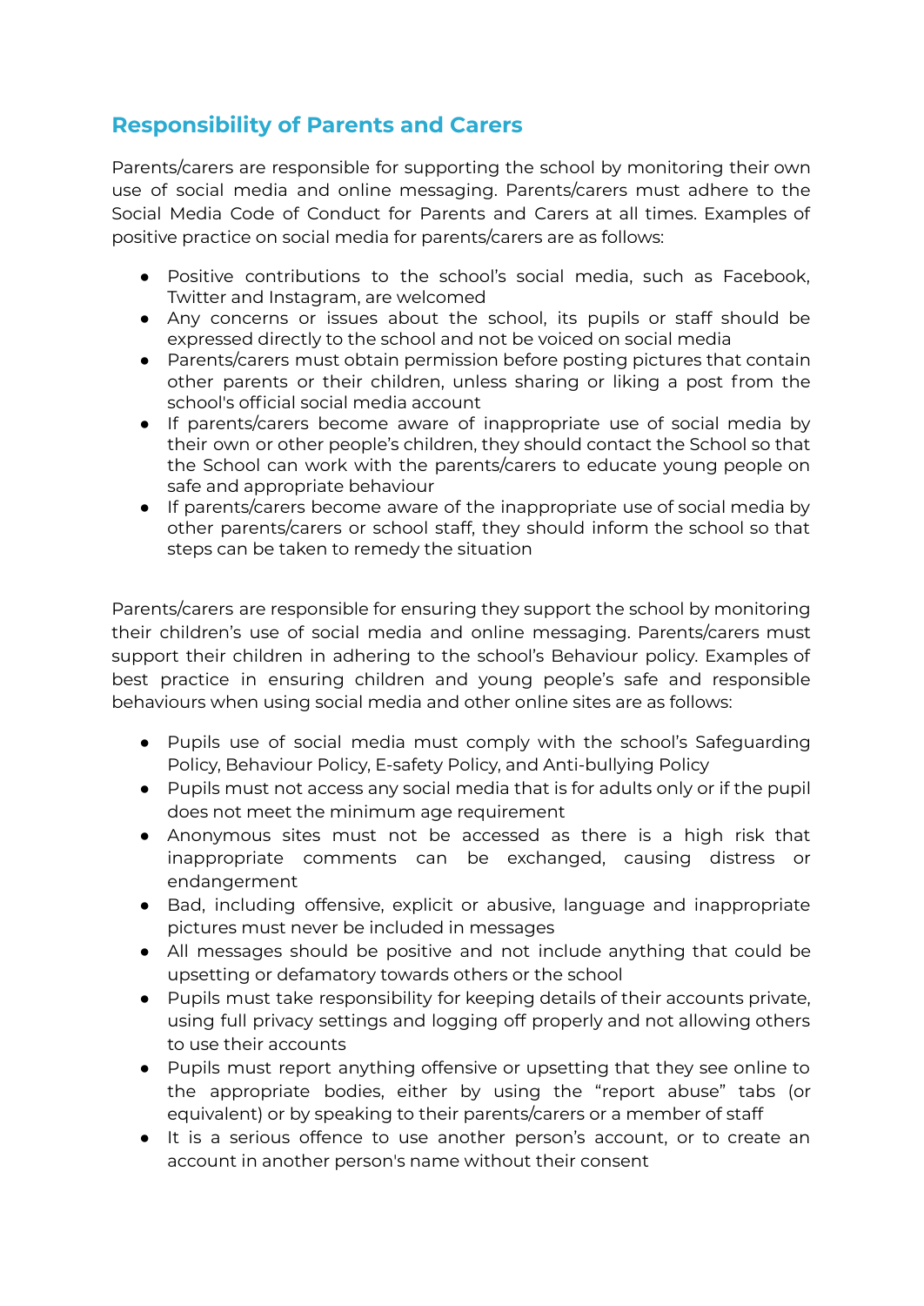## Responsibility of Parents and Carers

Parents/carers are responsible for supporting the school by monitoring their own use of social media and online messaging. Parents/carers must adhere to the Social Media Code of Conduct for Parents and Carers at all times. Examples of positive practice on social media for parents/carers are as follows:

- Positive contributions to the school's social media, such as Facebook, Twitter and Instagram, are welcomed
- Any concerns or issues about the school, its pupils or staff should be expressed directly to the school and not be voiced on social media
- Parents/carers must obtain permission before posting pictures that contain other parents or their children, unless sharing or liking a post from the school's official social media account
- If parents/carers become aware of inappropriate use of social media by their own or other people's children, they should contact the School so that the School can work with the parents/carers to educate young people on safe and appropriate behaviour
- If parents/carers become aware of the inappropriate use of social media by other parents/carers or school staff, they should inform the school so that steps can be taken to remedy the situation

Parents/carers are responsible for ensuring they support the school by monitoring their children's use of social media and online messaging. Parents/carers must support their children in adhering to the school's Behaviour policy. Examples of best practice in ensuring children and young people's safe and responsible behaviours when using social media and other online sites are as follows:

- Pupils use of social media must comply with the school's Safeguarding Policy, Behaviour Policy, E-safety Policy, and Anti-bullying Policy
- Pupils must not access any social media that is for adults only or if the pupil does not meet the minimum age requirement
- Anonymous sites must not be accessed as there is a high risk that inappropriate comments can be exchanged, causing distress or endangerment
- Bad, including offensive, explicit or abusive, language and inappropriate pictures must never be included in messages
- All messages should be positive and not include anything that could be upsetting or defamatory towards others or the school
- Pupils must take responsibility for keeping details of their accounts private, using full privacy settings and logging off properly and not allowing others to use their accounts
- Pupils must report anything offensive or upsetting that they see online to the appropriate bodies, either by using the "report abuse" tabs (or equivalent) or by speaking to their parents/carers or a member of staff
- It is a serious offence to use another person's account, or to create an account in another person's name without their consent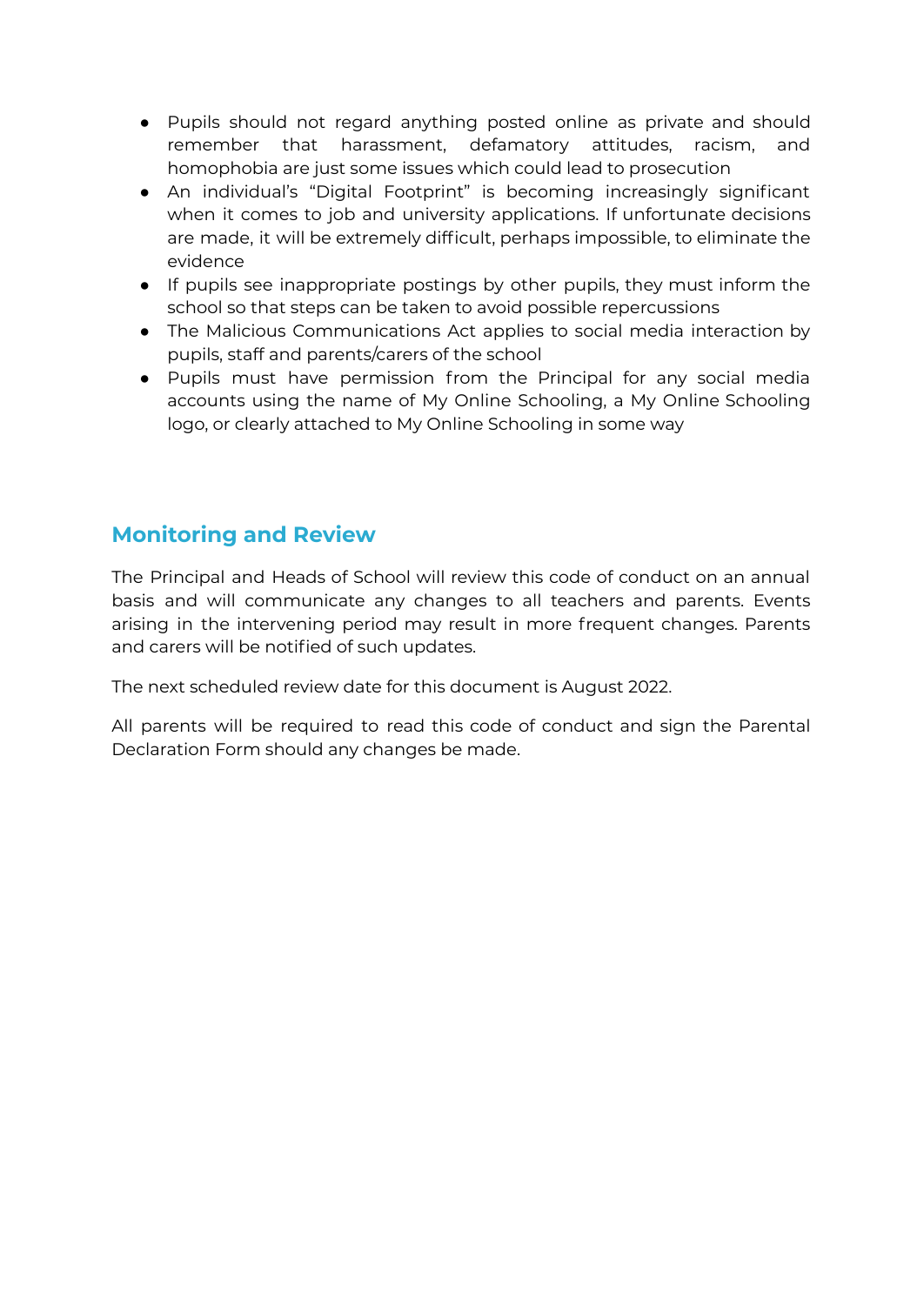- Pupils should not regard anything posted online as private and should remember that harassment, defamatory attitudes, racism, and homophobia are just some issues which could lead to prosecution
- An individual's "Digital Footprint" is becoming increasingly significant when it comes to job and university applications. If unfortunate decisions are made, it will be extremely difficult, perhaps impossible, to eliminate the evidence
- If pupils see inappropriate postings by other pupils, they must inform the school so that steps can be taken to avoid possible repercussions
- The Malicious Communications Act applies to social media interaction by pupils, staff and parents/carers of the school
- Pupils must have permission from the Principal for any social media accounts using the name of My Online Schooling, a My Online Schooling logo, or clearly attached to My Online Schooling in some way

## Monitoring and Review

The Principal and Heads of School will review this code of conduct on an annual basis and will communicate any changes to all teachers and parents. Events arising in the intervening period may result in more frequent changes. Parents and carers will be notified of such updates.

The next scheduled review date for this document is August 2022.

All parents will be required to read this code of conduct and sign the Parental Declaration Form should any changes be made.